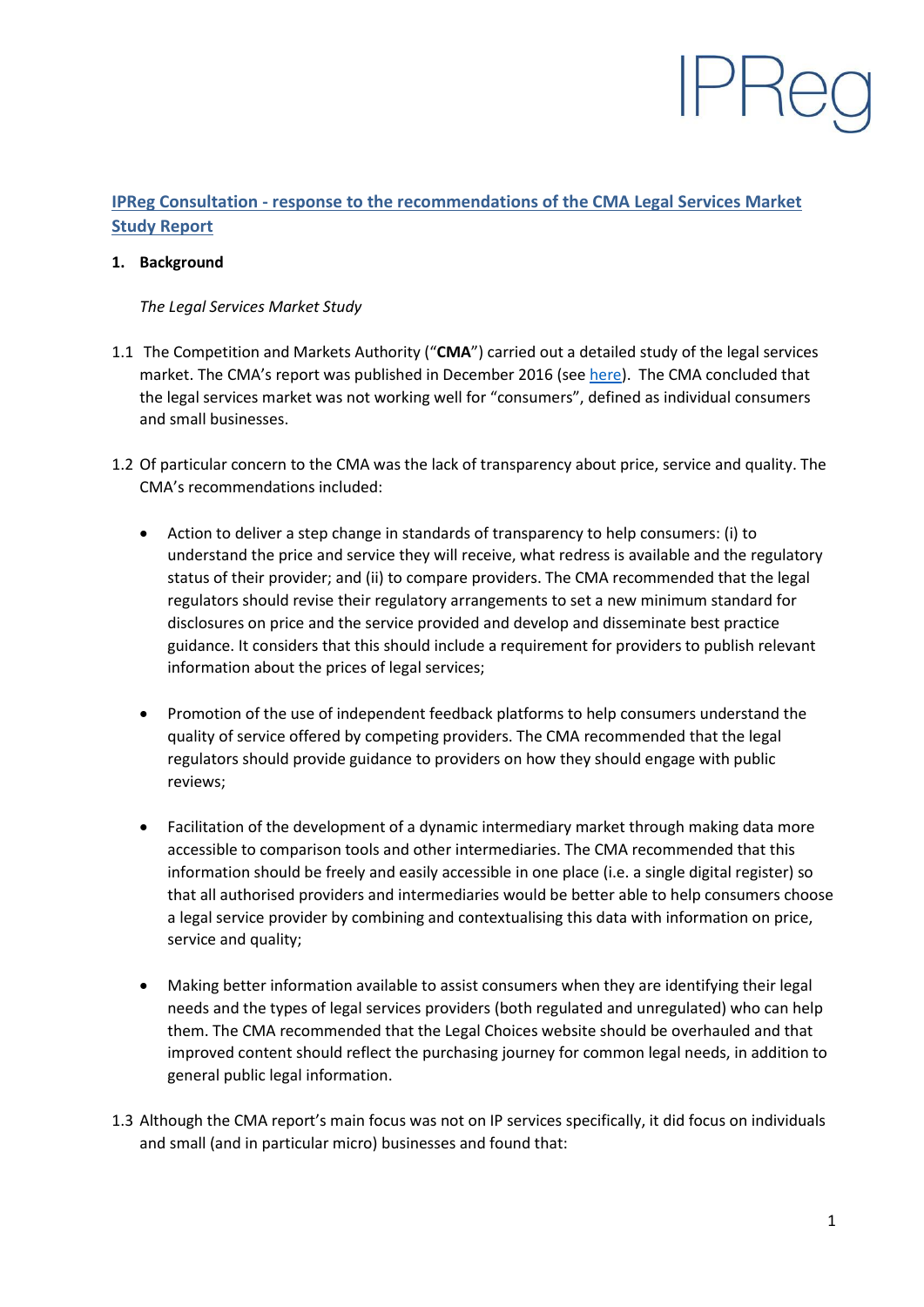IPReg

## IPReg Consultation - response to the recommendations of the CMA Legal Services Market Study Report

### 1. Background

*The Legal Services Market Study*

1.1 The Competition and Markets Authority ("**CMA**") carried out a detailed study of the legal services market. The CMA's report was published in December 2016 (see here). The CMA concluded that the legal services market was not working well for "consumers", defined as individual consumers and small businesses.

1.2 Of particular concern to the CMA was the lack of transparency about price, service and quality. The CMA's recommendations included:

- Action to deliver a step change in standards of transparency to help consumers: (i) to understand the price and service they will receive, what redress is available and the regulatory status of their provider; and (ii) to compare providers. The CMA recommended that the legal regulators should revise their regulatory arrangements to set a new minimum standard for disclosures on price and the service provided and develop and disseminate best practice guidance. It considers that this should include a requirement for providers to publish relevant information about the prices of legal services;

- Promotion of the use of independent feedback platforms to help consumers understand the quality of service offered by competing providers. The CMA recommended that the legal regulators should provide guidance to providers on how they should engage with public reviews;

- Facilitation of the development of a dynamic intermediary market through making data more accessible to comparison tools and other intermediaries. The CMA recommended that this information should be freely and easily accessible in one place (i.e. a single digital register) so that all authorised providers and intermediaries would be better able to help consumers choose a legal service provider by combining and contextualising this data with information on price, service and quality;

- Making better information available to assist consumers when they are identifying their legal needs and the types of legal services providers (both regulated and unregulated) who can help them. The CMA recommended that the Legal Choices website should be overhauled and that improved content should reflect the purchasing journey for common legal needs, in addition to general public legal information.

1.3 Although the CMA report's main focus was not on IP services specifically, it did focus on individuals and small (and in particular micro) businesses and found that: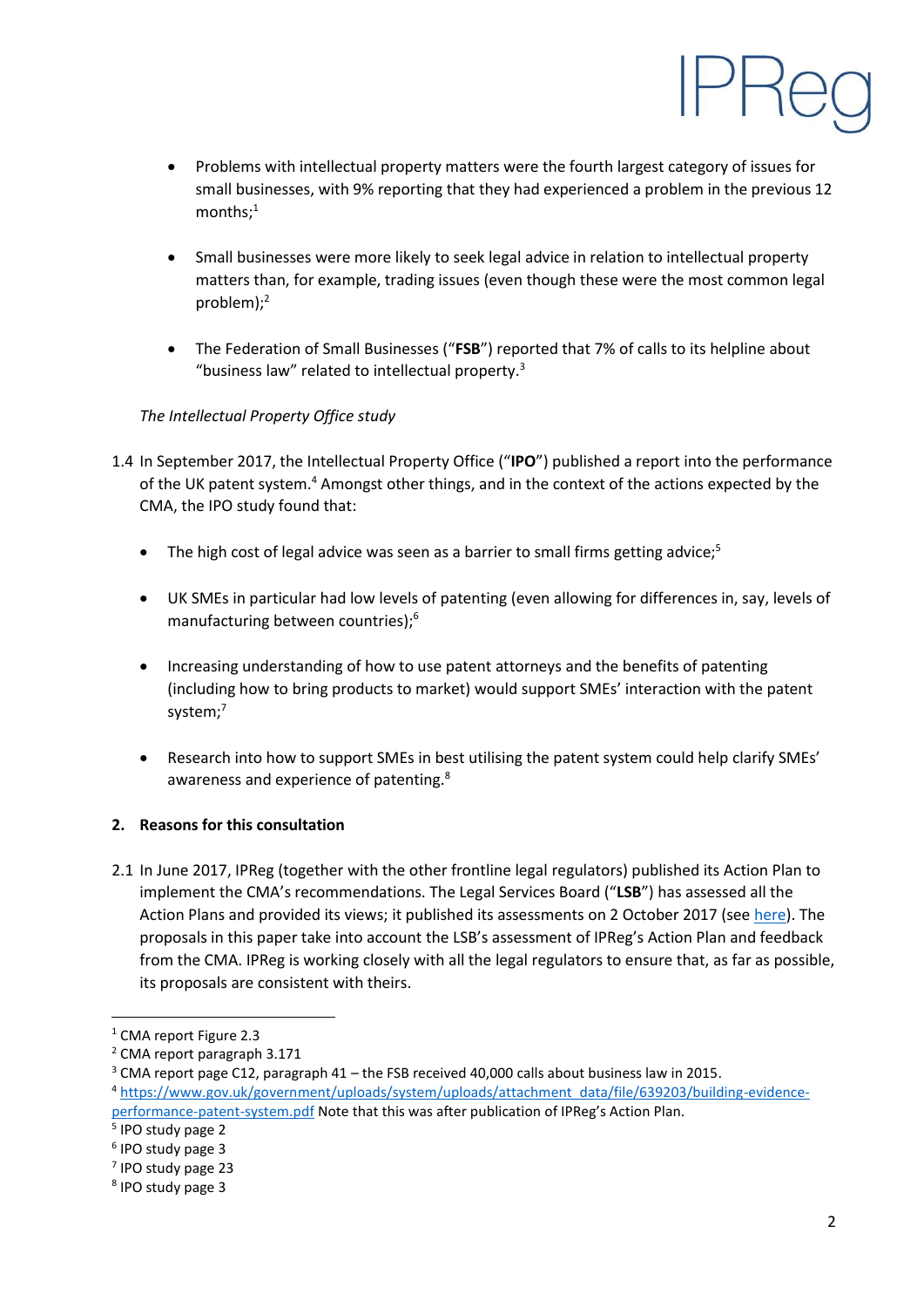- Problems with intellectual property matters were the fourth largest category of issues for small businesses, with 9% reporting that they had experienced a problem in the previous 12 months;[1]

- Small businesses were more likely to seek legal advice in relation to intellectual property matters than, for example, trading issues (even though these were the most common legal problem);[2]

- The Federation of Small Businesses ("**FSB**") reported that 7% of calls to its helpline about "business law" related to intellectual property.[3]

*The Intellectual Property Office study*

1.4 In September 2017, the Intellectual Property Office ("**IPO**") published a report into the performance of the UK patent system.[4] Amongst other things, and in the context of the actions expected by the CMA, the IPO study found that:

- The high cost of legal advice was seen as a barrier to small firms getting advice;[5]

- UK SMEs in particular had low levels of patenting (even allowing for differences in, say, levels of manufacturing between countries);[6]

- Increasing understanding of how to use patent attorneys and the benefits of patenting (including how to bring products to market) would support SMEs' interaction with the patent system;[7]

- Research into how to support SMEs in best utilising the patent system could help clarify SMEs' awareness and experience of patenting.[8]

## 2. Reasons for this consultation

2.1 In June 2017, IPReg (together with the other frontline legal regulators) published its Action Plan to implement the CMA's recommendations. The Legal Services Board ("**LSB**") has assessed all the Action Plans and provided its views; it published its assessments on 2 October 2017 (see here). The proposals in this paper take into account the LSB's assessment of IPReg's Action Plan and feedback from the CMA. IPReg is working closely with all the legal regulators to ensure that, as far as possible, its proposals are consistent with theirs.

---

[1] CMA report Figure 2.3

[2] CMA report paragraph 3.171

[3] CMA report page C12, paragraph 41 – the FSB received 40,000 calls about business law in 2015.

[4] https://www.gov.uk/government/uploads/system/uploads/attachment_data/file/639203/building-evidence-performance-patent-system.pdf Note that this was after publication of IPReg's Action Plan.

[5] IPO study page 2

[6] IPO study page 3

[7] IPO study page 23

[8] IPO study page 3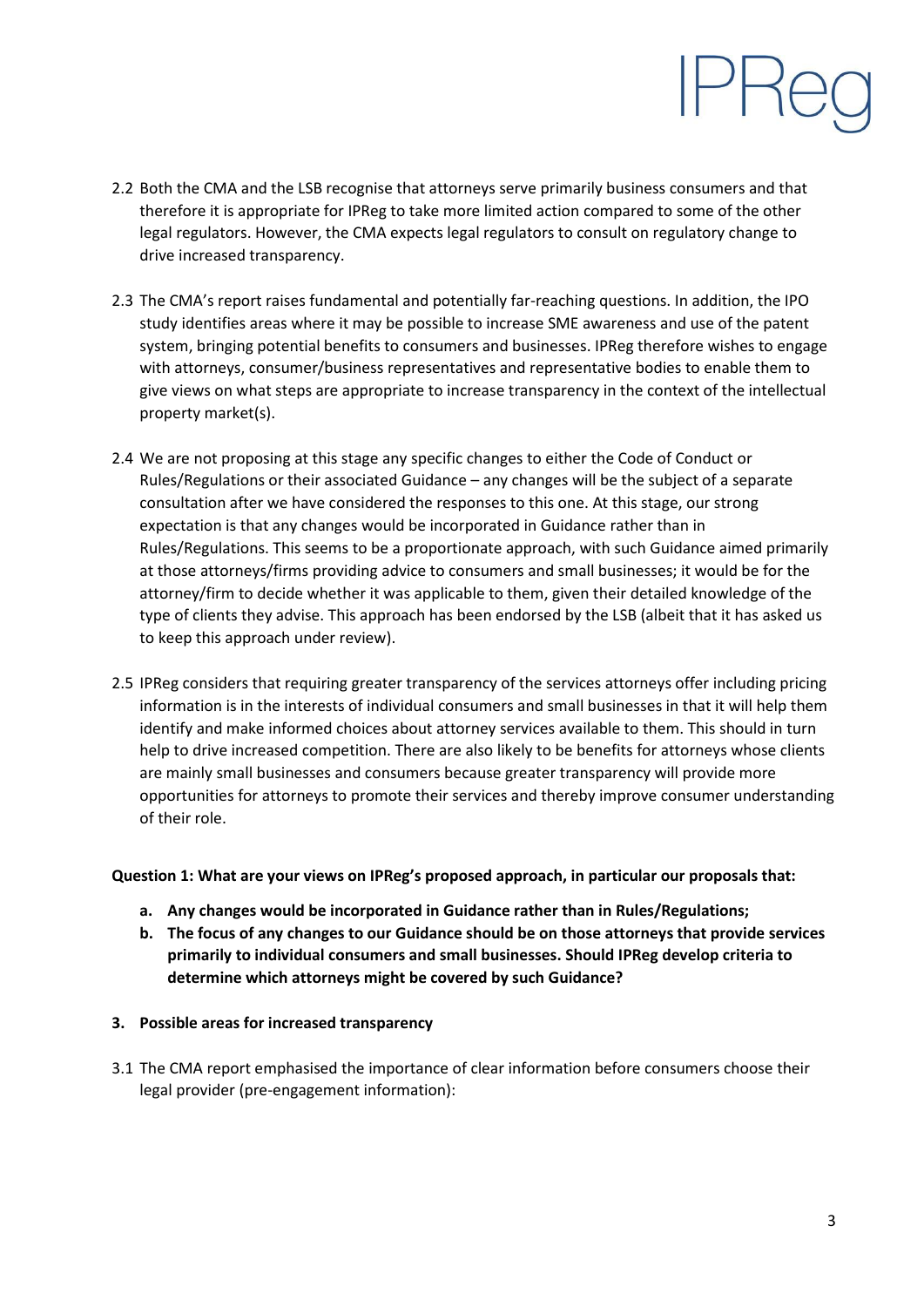2.2 Both the CMA and the LSB recognise that attorneys serve primarily business consumers and that therefore it is appropriate for IPReg to take more limited action compared to some of the other legal regulators. However, the CMA expects legal regulators to consult on regulatory change to drive increased transparency.

2.3 The CMA's report raises fundamental and potentially far-reaching questions. In addition, the IPO study identifies areas where it may be possible to increase SME awareness and use of the patent system, bringing potential benefits to consumers and businesses. IPReg therefore wishes to engage with attorneys, consumer/business representatives and representative bodies to enable them to give views on what steps are appropriate to increase transparency in the context of the intellectual property market(s).

2.4 We are not proposing at this stage any specific changes to either the Code of Conduct or Rules/Regulations or their associated Guidance – any changes will be the subject of a separate consultation after we have considered the responses to this one. At this stage, our strong expectation is that any changes would be incorporated in Guidance rather than in Rules/Regulations. This seems to be a proportionate approach, with such Guidance aimed primarily at those attorneys/firms providing advice to consumers and small businesses; it would be for the attorney/firm to decide whether it was applicable to them, given their detailed knowledge of the type of clients they advise. This approach has been endorsed by the LSB (albeit that it has asked us to keep this approach under review).

2.5 IPReg considers that requiring greater transparency of the services attorneys offer including pricing information is in the interests of individual consumers and small businesses in that it will help them identify and make informed choices about attorney services available to them. This should in turn help to drive increased competition. There are also likely to be benefits for attorneys whose clients are mainly small businesses and consumers because greater transparency will provide more opportunities for attorneys to promote their services and thereby improve consumer understanding of their role.

**Question 1: What are your views on IPReg's proposed approach, in particular our proposals that:**

a. **Any changes would be incorporated in Guidance rather than in Rules/Regulations;**
b. **The focus of any changes to our Guidance should be on those attorneys that provide services primarily to individual consumers and small businesses. Should IPReg develop criteria to determine which attorneys might be covered by such Guidance?**

## 3. Possible areas for increased transparency

3.1 The CMA report emphasised the importance of clear information before consumers choose their legal provider (pre-engagement information):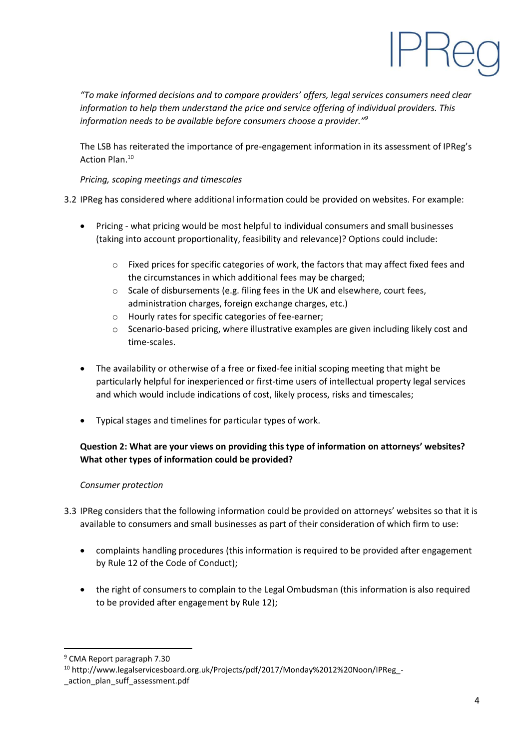*"To make informed decisions and to compare providers' offers, legal services consumers need clear information to help them understand the price and service offering of individual providers. This information needs to be available before consumers choose a provider."*[9]

The LSB has reiterated the importance of pre-engagement information in its assessment of IPReg's Action Plan.[10]

*Pricing, scoping meetings and timescales*

3.2 IPReg has considered where additional information could be provided on websites. For example:

- Pricing - what pricing would be most helpful to individual consumers and small businesses (taking into account proportionality, feasibility and relevance)? Options could include:
    - Fixed prices for specific categories of work, the factors that may affect fixed fees and the circumstances in which additional fees may be charged;
    - Scale of disbursements (e.g. filing fees in the UK and elsewhere, court fees, administration charges, foreign exchange charges, etc.)
    - Hourly rates for specific categories of fee-earner;
    - Scenario-based pricing, where illustrative examples are given including likely cost and time-scales.

- The availability or otherwise of a free or fixed-fee initial scoping meeting that might be particularly helpful for inexperienced or first-time users of intellectual property legal services and which would include indications of cost, likely process, risks and timescales;

- Typical stages and timelines for particular types of work.

**Question 2: What are your views on providing this type of information on attorneys' websites? What other types of information could be provided?**

*Consumer protection*

3.3 IPReg considers that the following information could be provided on attorneys' websites so that it is available to consumers and small businesses as part of their consideration of which firm to use:

- complaints handling procedures (this information is required to be provided after engagement by Rule 12 of the Code of Conduct);

- the right of consumers to complain to the Legal Ombudsman (this information is also required to be provided after engagement by Rule 12);

---

[9] CMA Report paragraph 7.30

[10] http://www.legalservicesboard.org.uk/Projects/pdf/2017/Monday%2012%20Noon/IPReg_-_action_plan_suff_assessment.pdf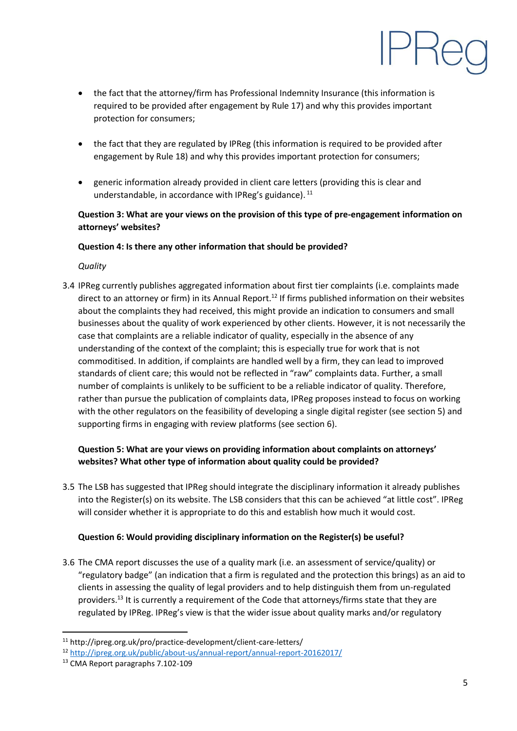- the fact that the attorney/firm has Professional Indemnity Insurance (this information is required to be provided after engagement by Rule 17) and why this provides important protection for consumers;

- the fact that they are regulated by IPReg (this information is required to be provided after engagement by Rule 18) and why this provides important protection for consumers;

- generic information already provided in client care letters (providing this is clear and understandable, in accordance with IPReg's guidance).[11]

**Question 3: What are your views on the provision of this type of pre-engagement information on attorneys' websites?**

**Question 4: Is there any other information that should be provided?**

*Quality*

3.4 IPReg currently publishes aggregated information about first tier complaints (i.e. complaints made direct to an attorney or firm) in its Annual Report.[12] If firms published information on their websites about the complaints they had received, this might provide an indication to consumers and small businesses about the quality of work experienced by other clients. However, it is not necessarily the case that complaints are a reliable indicator of quality, especially in the absence of any understanding of the context of the complaint; this is especially true for work that is not commoditised. In addition, if complaints are handled well by a firm, they can lead to improved standards of client care; this would not be reflected in "raw" complaints data. Further, a small number of complaints is unlikely to be sufficient to be a reliable indicator of quality. Therefore, rather than pursue the publication of complaints data, IPReg proposes instead to focus on working with the other regulators on the feasibility of developing a single digital register (see section 5) and supporting firms in engaging with review platforms (see section 6).

**Question 5: What are your views on providing information about complaints on attorneys' websites? What other type of information about quality could be provided?**

3.5 The LSB has suggested that IPReg should integrate the disciplinary information it already publishes into the Register(s) on its website. The LSB considers that this can be achieved "at little cost". IPReg will consider whether it is appropriate to do this and establish how much it would cost.

**Question 6: Would providing disciplinary information on the Register(s) be useful?**

3.6 The CMA report discusses the use of a quality mark (i.e. an assessment of service/quality) or "regulatory badge" (an indication that a firm is regulated and the protection this brings) as an aid to clients in assessing the quality of legal providers and to help distinguish them from un-regulated providers.[13] It is currently a requirement of the Code that attorneys/firms state that they are regulated by IPReg. IPReg's view is that the wider issue about quality marks and/or regulatory

---

[11] http://ipreg.org.uk/pro/practice-development/client-care-letters/

[12] http://ipreg.org.uk/public/about-us/annual-report/annual-report-20162017/

[13] CMA Report paragraphs 7.102-109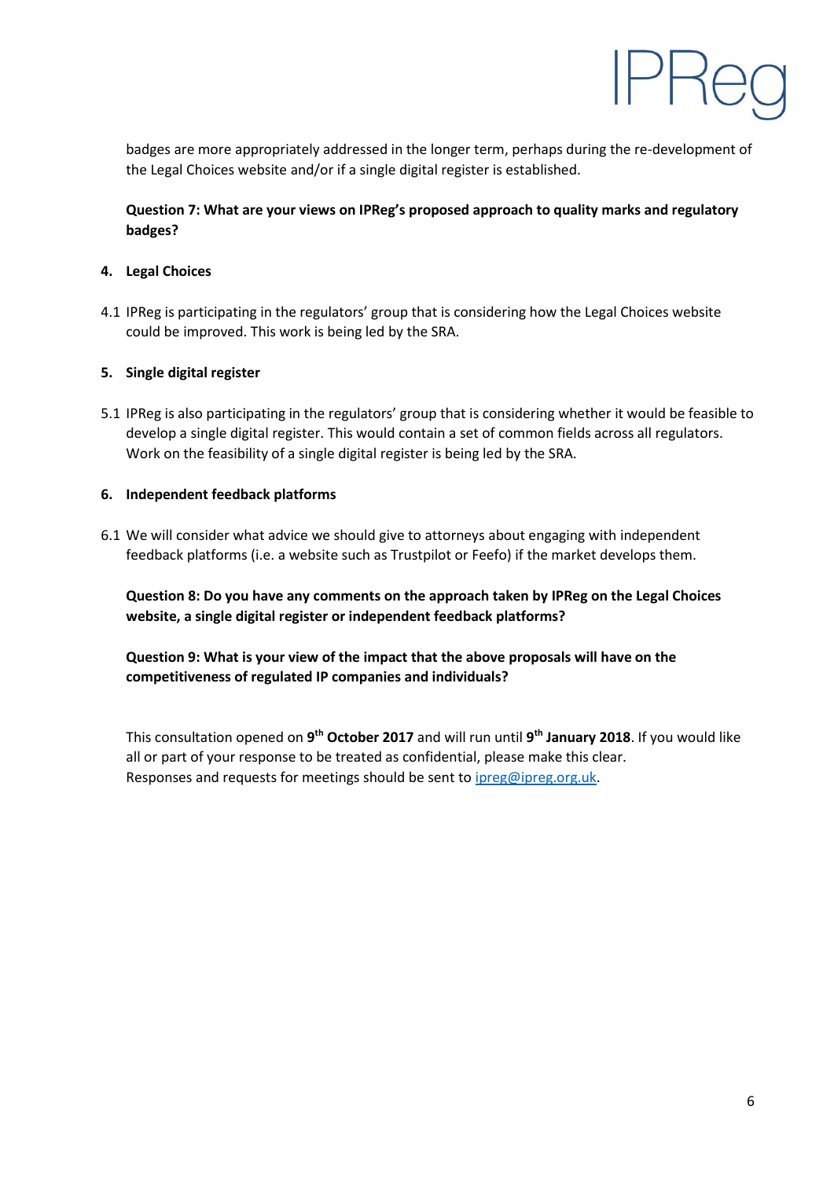badges are more appropriately addressed in the longer term, perhaps during the re-development of the Legal Choices website and/or if a single digital register is established.

**Question 7: What are your views on IPReg's proposed approach to quality marks and regulatory badges?**

## 4. Legal Choices

4.1 IPReg is participating in the regulators' group that is considering how the Legal Choices website could be improved. This work is being led by the SRA.

## 5. Single digital register

5.1 IPReg is also participating in the regulators' group that is considering whether it would be feasible to develop a single digital register. This would contain a set of common fields across all regulators. Work on the feasibility of a single digital register is being led by the SRA.

## 6. Independent feedback platforms

6.1 We will consider what advice we should give to attorneys about engaging with independent feedback platforms (i.e. a website such as Trustpilot or Feefo) if the market develops them.

**Question 8: Do you have any comments on the approach taken by IPReg on the Legal Choices website, a single digital register or independent feedback platforms?**

**Question 9: What is your view of the impact that the above proposals will have on the competitiveness of regulated IP companies and individuals?**

This consultation opened on **9th October 2017** and will run until **9th January 2018**. If you would like all or part of your response to be treated as confidential, please make this clear. Responses and requests for meetings should be sent to ipreg@ipreg.org.uk.